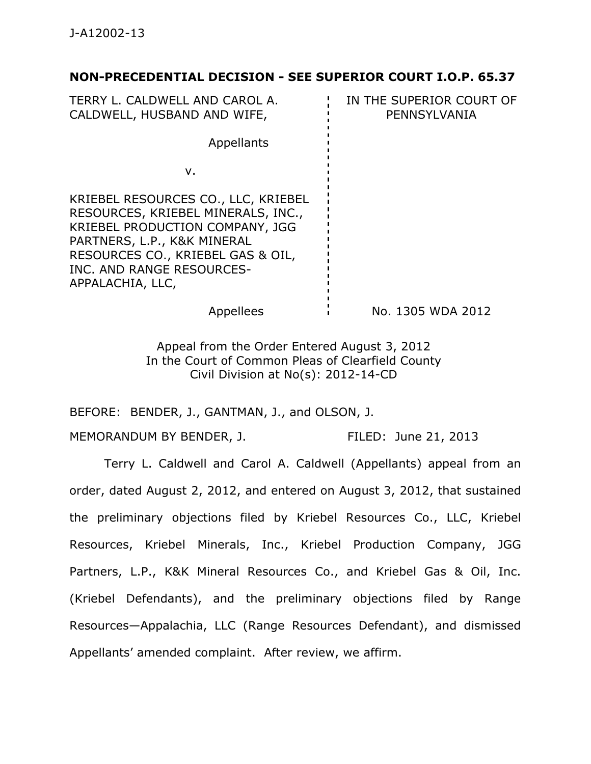J-A12002-13

**NON-PRECEDENTIAL DECISION - SEE SUPERIOR COURT I.O.P. 65.37**

| | |
|---|---|
| TERRY L. CALDWELL AND CAROL A. CALDWELL, HUSBAND AND WIFE, | IN THE SUPERIOR COURT OF PENNSYLVANIA |
| Appellants | |
| v. | |
| KRIEBEL RESOURCES CO., LLC, KRIEBEL RESOURCES, KRIEBEL MINERALS, INC., KRIEBEL PRODUCTION COMPANY, JGG PARTNERS, L.P., K&K MINERAL RESOURCES CO., KRIEBEL GAS & OIL, INC. AND RANGE RESOURCES-APPALACHIA, LLC, | |
| Appellees | No. 1305 WDA 2012 |

Appeal from the Order Entered August 3, 2012
In the Court of Common Pleas of Clearfield County
Civil Division at No(s): 2012-14-CD

BEFORE: BENDER, J., GANTMAN, J., and OLSON, J.

MEMORANDUM BY BENDER, J. FILED: June 21, 2013

Terry L. Caldwell and Carol A. Caldwell (Appellants) appeal from an order, dated August 2, 2012, and entered on August 3, 2012, that sustained the preliminary objections filed by Kriebel Resources Co., LLC, Kriebel Resources, Kriebel Minerals, Inc., Kriebel Production Company, JGG Partners, L.P., K&K Mineral Resources Co., and Kriebel Gas & Oil, Inc. (Kriebel Defendants), and the preliminary objections filed by Range Resources—Appalachia, LLC (Range Resources Defendant), and dismissed Appellants' amended complaint. After review, we affirm.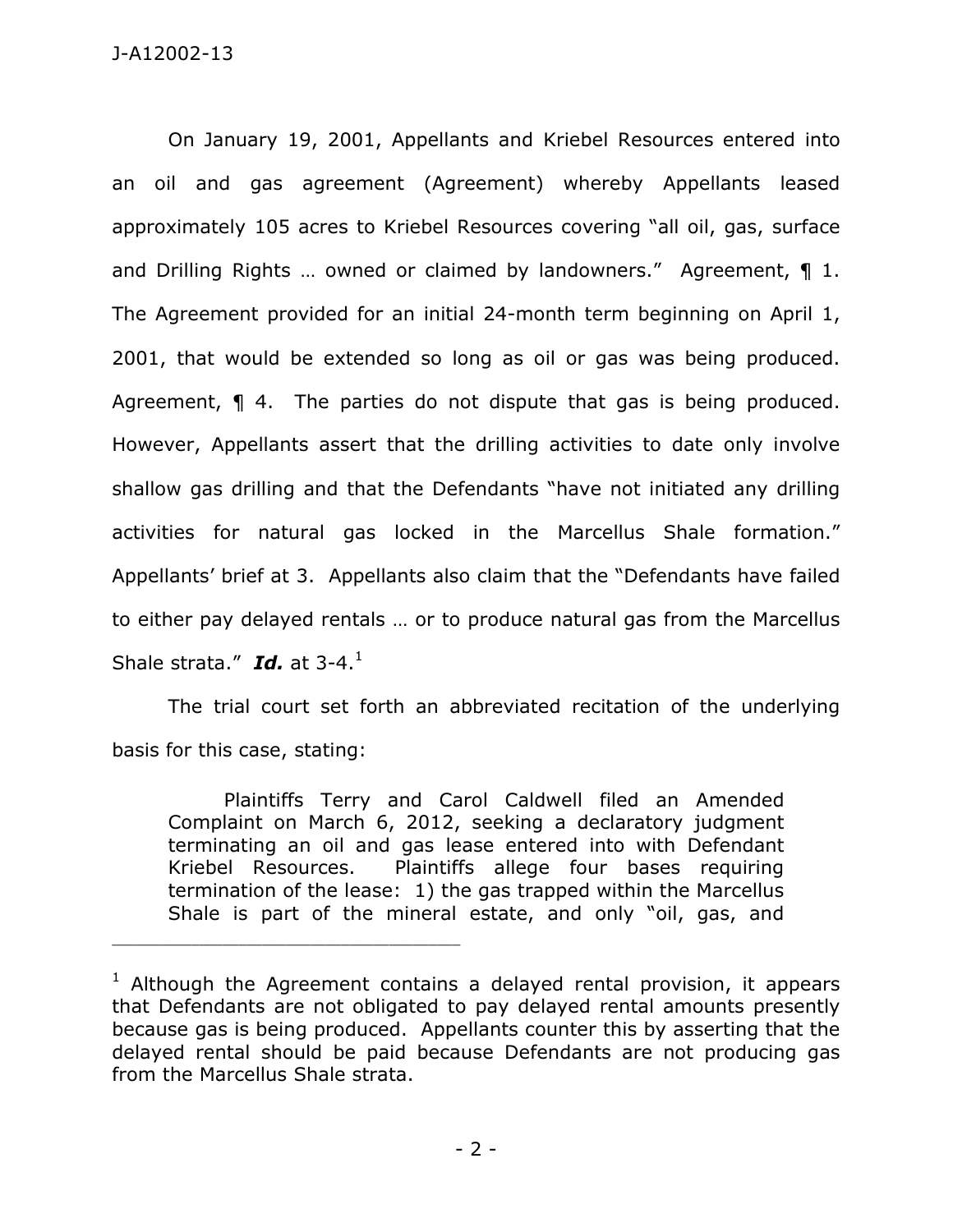On January 19, 2001, Appellants and Kriebel Resources entered into an oil and gas agreement (Agreement) whereby Appellants leased approximately 105 acres to Kriebel Resources covering "all oil, gas, surface and Drilling Rights … owned or claimed by landowners." Agreement, ¶ 1. The Agreement provided for an initial 24-month term beginning on April 1, 2001, that would be extended so long as oil or gas was being produced. Agreement, ¶ 4. The parties do not dispute that gas is being produced. However, Appellants assert that the drilling activities to date only involve shallow gas drilling and that the Defendants "have not initiated any drilling activities for natural gas locked in the Marcellus Shale formation." Appellants' brief at 3. Appellants also claim that the "Defendants have failed to either pay delayed rentals … or to produce natural gas from the Marcellus Shale strata." ***Id.*** at 3-4.[1]

The trial court set forth an abbreviated recitation of the underlying basis for this case, stating:

> Plaintiffs Terry and Carol Caldwell filed an Amended Complaint on March 6, 2012, seeking a declaratory judgment terminating an oil and gas lease entered into with Defendant Kriebel Resources. Plaintiffs allege four bases requiring termination of the lease: 1) the gas trapped within the Marcellus Shale is part of the mineral estate, and only "oil, gas, and

---

[1] Although the Agreement contains a delayed rental provision, it appears that Defendants are not obligated to pay delayed rental amounts presently because gas is being produced. Appellants counter this by asserting that the delayed rental should be paid because Defendants are not producing gas from the Marcellus Shale strata.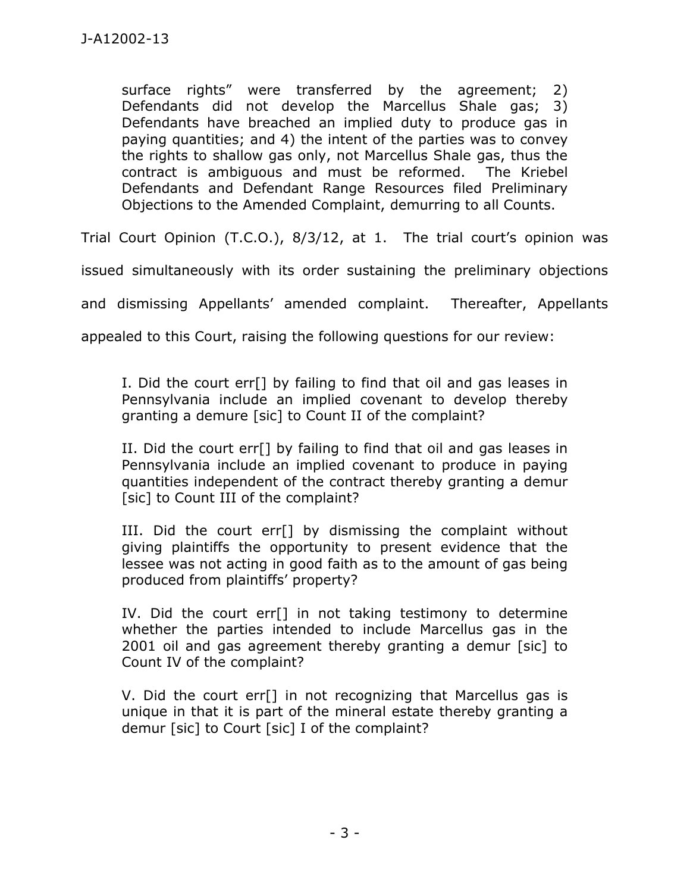> surface rights" were transferred by the agreement; 2) Defendants did not develop the Marcellus Shale gas; 3) Defendants have breached an implied duty to produce gas in paying quantities; and 4) the intent of the parties was to convey the rights to shallow gas only, not Marcellus Shale gas, thus the contract is ambiguous and must be reformed. The Kriebel Defendants and Defendant Range Resources filed Preliminary Objections to the Amended Complaint, demurring to all Counts.

Trial Court Opinion (T.C.O.), 8/3/12, at 1. The trial court's opinion was issued simultaneously with its order sustaining the preliminary objections and dismissing Appellants' amended complaint. Thereafter, Appellants appealed to this Court, raising the following questions for our review:

> I. Did the court err[] by failing to find that oil and gas leases in Pennsylvania include an implied covenant to develop thereby granting a demure [sic] to Count II of the complaint?
>
> II. Did the court err[] by failing to find that oil and gas leases in Pennsylvania include an implied covenant to produce in paying quantities independent of the contract thereby granting a demur [sic] to Count III of the complaint?
>
> III. Did the court err[] by dismissing the complaint without giving plaintiffs the opportunity to present evidence that the lessee was not acting in good faith as to the amount of gas being produced from plaintiffs' property?
>
> IV. Did the court err[] in not taking testimony to determine whether the parties intended to include Marcellus gas in the 2001 oil and gas agreement thereby granting a demur [sic] to Count IV of the complaint?
>
> V. Did the court err[] in not recognizing that Marcellus gas is unique in that it is part of the mineral estate thereby granting a demur [sic] to Court [sic] I of the complaint?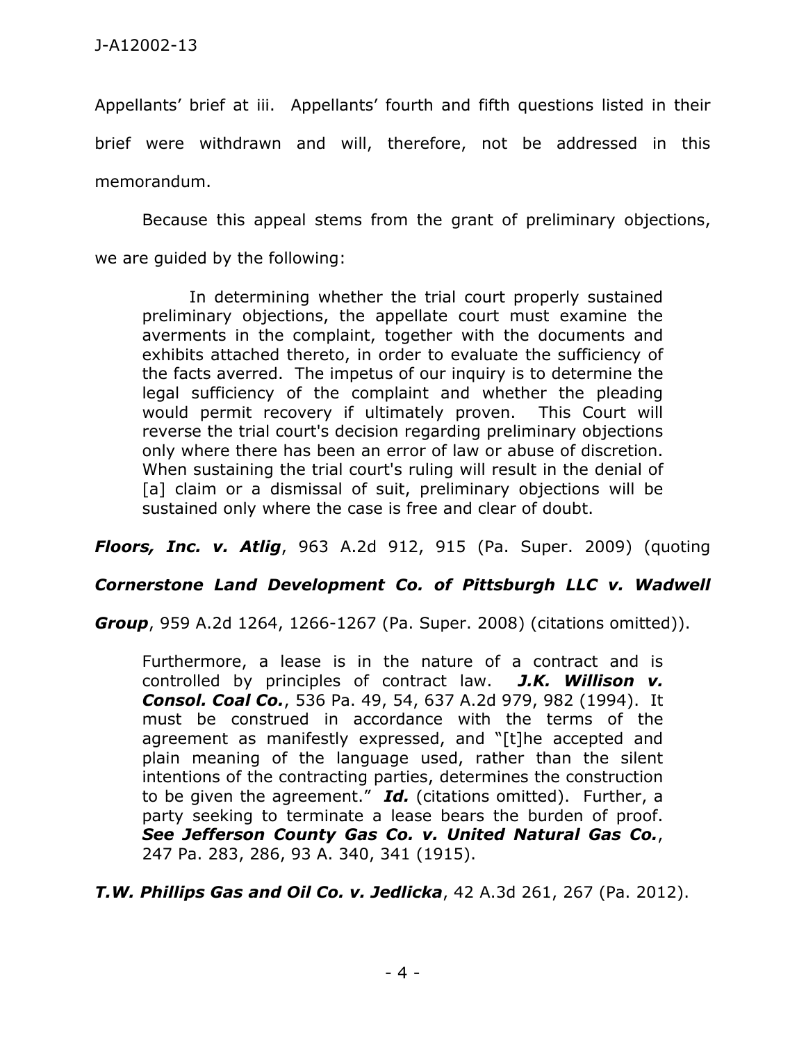Appellants' brief at iii. Appellants' fourth and fifth questions listed in their brief were withdrawn and will, therefore, not be addressed in this memorandum.

Because this appeal stems from the grant of preliminary objections, we are guided by the following:

> In determining whether the trial court properly sustained preliminary objections, the appellate court must examine the averments in the complaint, together with the documents and exhibits attached thereto, in order to evaluate the sufficiency of the facts averred. The impetus of our inquiry is to determine the legal sufficiency of the complaint and whether the pleading would permit recovery if ultimately proven. This Court will reverse the trial court's decision regarding preliminary objections only where there has been an error of law or abuse of discretion. When sustaining the trial court's ruling will result in the denial of [a] claim or a dismissal of suit, preliminary objections will be sustained only where the case is free and clear of doubt.

***Floors, Inc. v. Atlig***, 963 A.2d 912, 915 (Pa. Super. 2009) (quoting ***Cornerstone Land Development Co. of Pittsburgh LLC v. Wadwell Group***, 959 A.2d 1264, 1266-1267 (Pa. Super. 2008) (citations omitted)).

> Furthermore, a lease is in the nature of a contract and is controlled by principles of contract law. ***J.K. Willison v. Consol. Coal Co.***, 536 Pa. 49, 54, 637 A.2d 979, 982 (1994). It must be construed in accordance with the terms of the agreement as manifestly expressed, and "[t]he accepted and plain meaning of the language used, rather than the silent intentions of the contracting parties, determines the construction to be given the agreement." ***Id.*** (citations omitted). Further, a party seeking to terminate a lease bears the burden of proof. ***See Jefferson County Gas Co. v. United Natural Gas Co.***, 247 Pa. 283, 286, 93 A. 340, 341 (1915).

***T.W. Phillips Gas and Oil Co. v. Jedlicka***, 42 A.3d 261, 267 (Pa. 2012).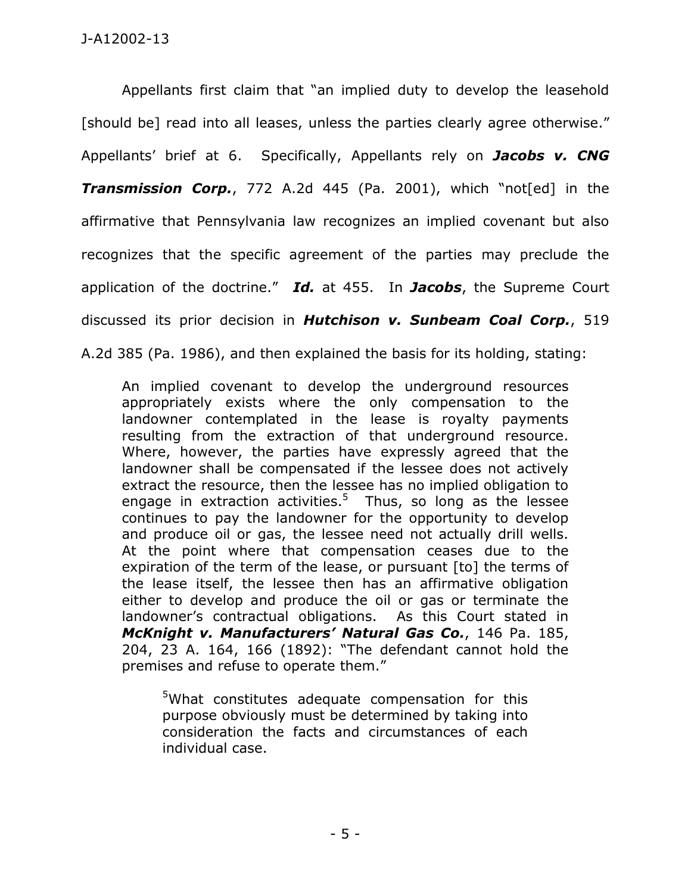Appellants first claim that "an implied duty to develop the leasehold [should be] read into all leases, unless the parties clearly agree otherwise." Appellants' brief at 6. Specifically, Appellants rely on ***Jacobs v. CNG Transmission Corp.***, 772 A.2d 445 (Pa. 2001), which "not[ed] in the affirmative that Pennsylvania law recognizes an implied covenant but also recognizes that the specific agreement of the parties may preclude the application of the doctrine." ***Id.*** at 455. In ***Jacobs***, the Supreme Court discussed its prior decision in ***Hutchison v. Sunbeam Coal Corp.***, 519 A.2d 385 (Pa. 1986), and then explained the basis for its holding, stating:

> An implied covenant to develop the underground resources appropriately exists where the only compensation to the landowner contemplated in the lease is royalty payments resulting from the extraction of that underground resource. Where, however, the parties have expressly agreed that the landowner shall be compensated if the lessee does not actively extract the resource, then the lessee has no implied obligation to engage in extraction activities.[5] Thus, so long as the lessee continues to pay the landowner for the opportunity to develop and produce oil or gas, the lessee need not actually drill wells. At the point where that compensation ceases due to the expiration of the term of the lease, or pursuant [to] the terms of the lease itself, the lessee then has an affirmative obligation either to develop and produce the oil or gas or terminate the landowner's contractual obligations. As this Court stated in ***McKnight v. Manufacturers' Natural Gas Co.***, 146 Pa. 185, 204, 23 A. 164, 166 (1892): "The defendant cannot hold the premises and refuse to operate them."
>
> > [5]What constitutes adequate compensation for this purpose obviously must be determined by taking into consideration the facts and circumstances of each individual case.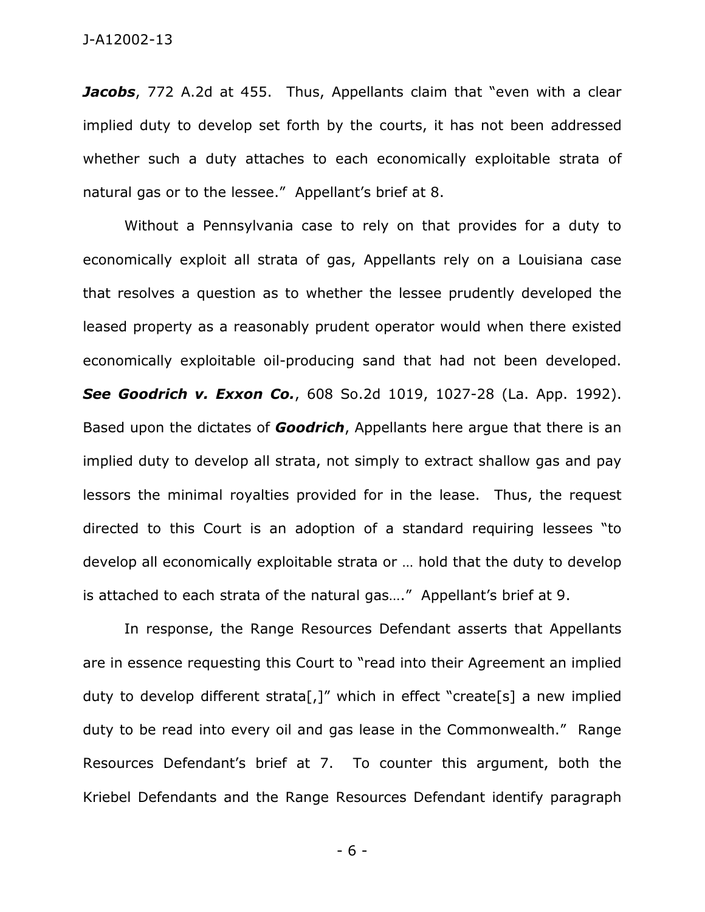***Jacobs***, 772 A.2d at 455. Thus, Appellants claim that "even with a clear implied duty to develop set forth by the courts, it has not been addressed whether such a duty attaches to each economically exploitable strata of natural gas or to the lessee." Appellant's brief at 8.

Without a Pennsylvania case to rely on that provides for a duty to economically exploit all strata of gas, Appellants rely on a Louisiana case that resolves a question as to whether the lessee prudently developed the leased property as a reasonably prudent operator would when there existed economically exploitable oil-producing sand that had not been developed. ***See Goodrich v. Exxon Co.***, 608 So.2d 1019, 1027-28 (La. App. 1992). Based upon the dictates of ***Goodrich***, Appellants here argue that there is an implied duty to develop all strata, not simply to extract shallow gas and pay lessors the minimal royalties provided for in the lease. Thus, the request directed to this Court is an adoption of a standard requiring lessees "to develop all economically exploitable strata or … hold that the duty to develop is attached to each strata of the natural gas…." Appellant's brief at 9.

In response, the Range Resources Defendant asserts that Appellants are in essence requesting this Court to "read into their Agreement an implied duty to develop different strata[,]" which in effect "create[s] a new implied duty to be read into every oil and gas lease in the Commonwealth." Range Resources Defendant's brief at 7. To counter this argument, both the Kriebel Defendants and the Range Resources Defendant identify paragraph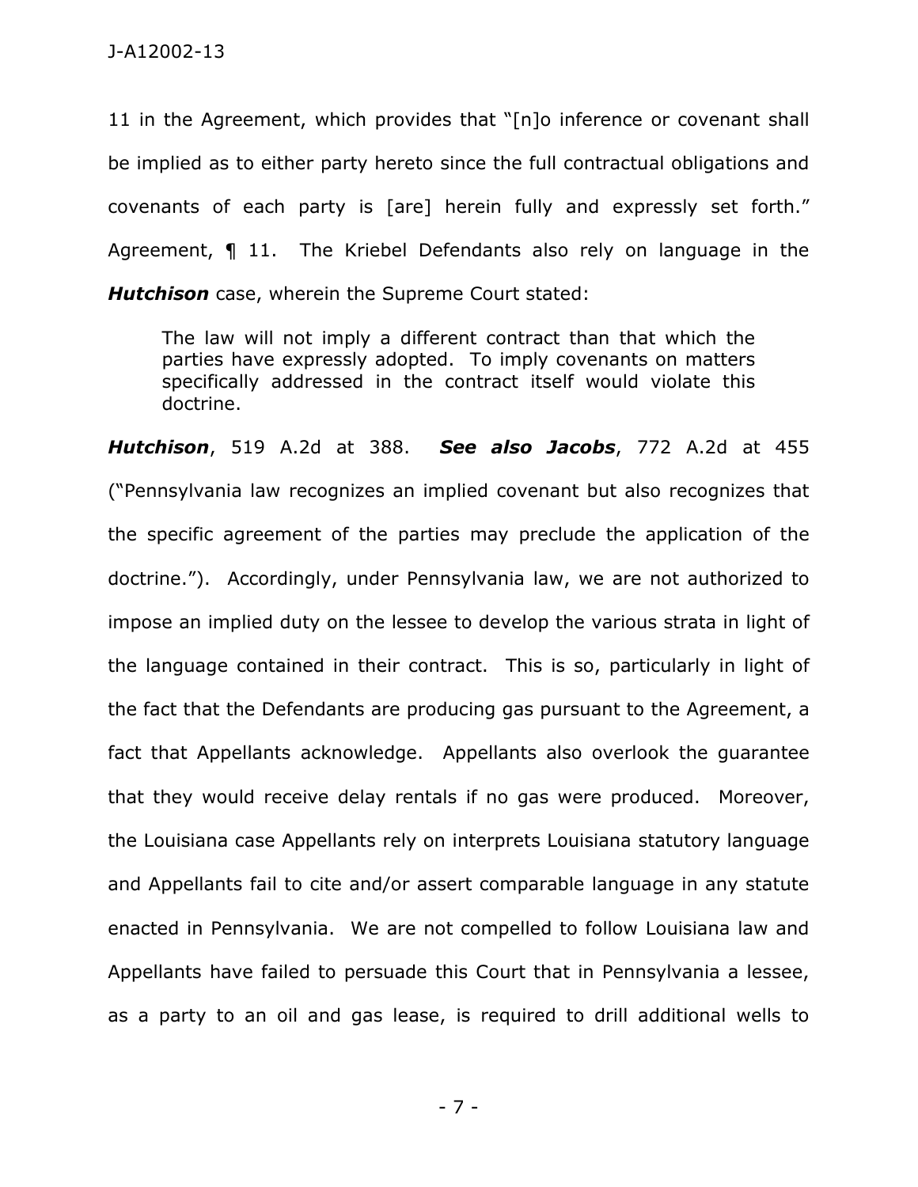11 in the Agreement, which provides that "[n]o inference or covenant shall be implied as to either party hereto since the full contractual obligations and covenants of each party is [are] herein fully and expressly set forth." Agreement, ¶ 11. The Kriebel Defendants also rely on language in the ***Hutchison*** case, wherein the Supreme Court stated:

> The law will not imply a different contract than that which the parties have expressly adopted. To imply covenants on matters specifically addressed in the contract itself would violate this doctrine.

***Hutchison***, 519 A.2d at 388. ***See also Jacobs***, 772 A.2d at 455 ("Pennsylvania law recognizes an implied covenant but also recognizes that the specific agreement of the parties may preclude the application of the doctrine."). Accordingly, under Pennsylvania law, we are not authorized to impose an implied duty on the lessee to develop the various strata in light of the language contained in their contract. This is so, particularly in light of the fact that the Defendants are producing gas pursuant to the Agreement, a fact that Appellants acknowledge. Appellants also overlook the guarantee that they would receive delay rentals if no gas were produced. Moreover, the Louisiana case Appellants rely on interprets Louisiana statutory language and Appellants fail to cite and/or assert comparable language in any statute enacted in Pennsylvania. We are not compelled to follow Louisiana law and Appellants have failed to persuade this Court that in Pennsylvania a lessee, as a party to an oil and gas lease, is required to drill additional wells to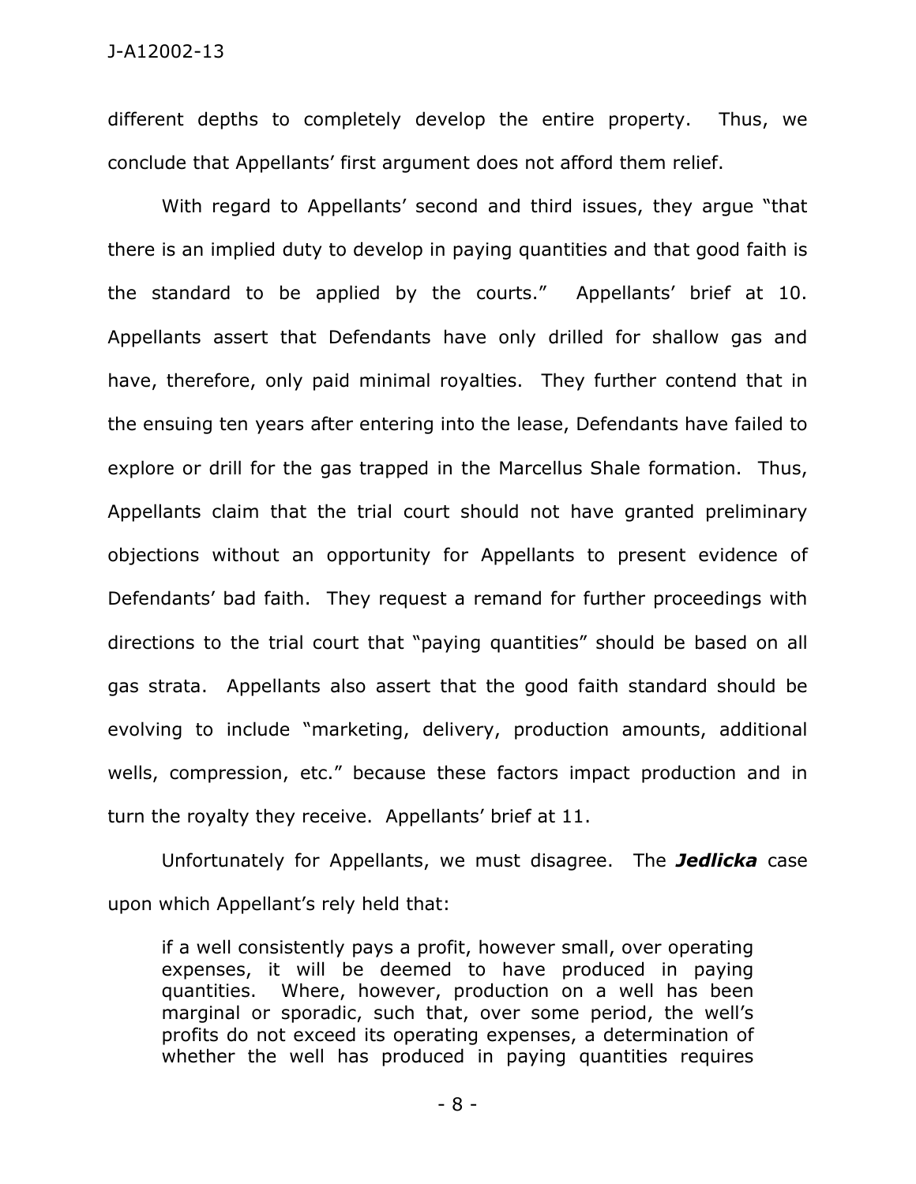different depths to completely develop the entire property. Thus, we conclude that Appellants' first argument does not afford them relief.

With regard to Appellants' second and third issues, they argue "that there is an implied duty to develop in paying quantities and that good faith is the standard to be applied by the courts." Appellants' brief at 10. Appellants assert that Defendants have only drilled for shallow gas and have, therefore, only paid minimal royalties. They further contend that in the ensuing ten years after entering into the lease, Defendants have failed to explore or drill for the gas trapped in the Marcellus Shale formation. Thus, Appellants claim that the trial court should not have granted preliminary objections without an opportunity for Appellants to present evidence of Defendants' bad faith. They request a remand for further proceedings with directions to the trial court that "paying quantities" should be based on all gas strata. Appellants also assert that the good faith standard should be evolving to include "marketing, delivery, production amounts, additional wells, compression, etc." because these factors impact production and in turn the royalty they receive. Appellants' brief at 11.

Unfortunately for Appellants, we must disagree. The ***Jedlicka*** case upon which Appellant's rely held that:

> if a well consistently pays a profit, however small, over operating expenses, it will be deemed to have produced in paying quantities. Where, however, production on a well has been marginal or sporadic, such that, over some period, the well's profits do not exceed its operating expenses, a determination of whether the well has produced in paying quantities requires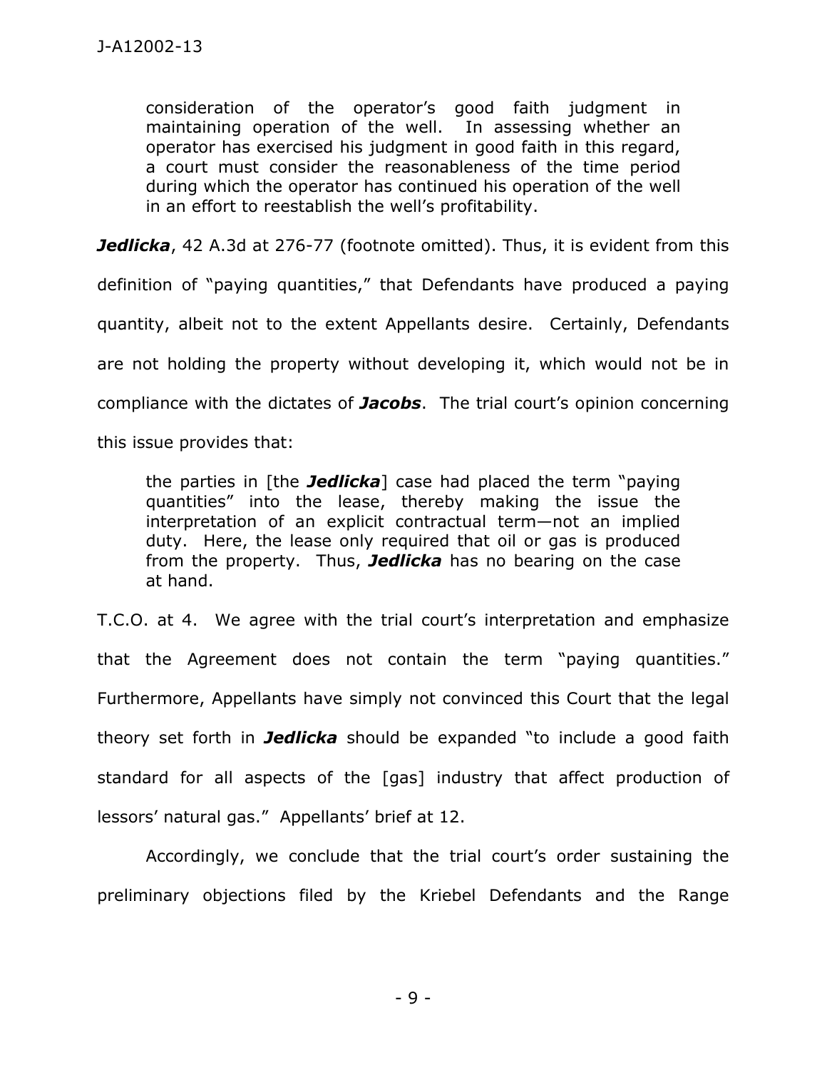> consideration of the operator's good faith judgment in maintaining operation of the well. In assessing whether an operator has exercised his judgment in good faith in this regard, a court must consider the reasonableness of the time period during which the operator has continued his operation of the well in an effort to reestablish the well's profitability.

***Jedlicka***, 42 A.3d at 276-77 (footnote omitted). Thus, it is evident from this definition of "paying quantities," that Defendants have produced a paying quantity, albeit not to the extent Appellants desire. Certainly, Defendants are not holding the property without developing it, which would not be in compliance with the dictates of ***Jacobs***. The trial court's opinion concerning this issue provides that:

> the parties in [the ***Jedlicka***] case had placed the term "paying quantities" into the lease, thereby making the issue the interpretation of an explicit contractual term—not an implied duty. Here, the lease only required that oil or gas is produced from the property. Thus, ***Jedlicka*** has no bearing on the case at hand.

T.C.O. at 4. We agree with the trial court's interpretation and emphasize that the Agreement does not contain the term "paying quantities." Furthermore, Appellants have simply not convinced this Court that the legal theory set forth in ***Jedlicka*** should be expanded "to include a good faith standard for all aspects of the [gas] industry that affect production of lessors' natural gas." Appellants' brief at 12.

Accordingly, we conclude that the trial court's order sustaining the preliminary objections filed by the Kriebel Defendants and the Range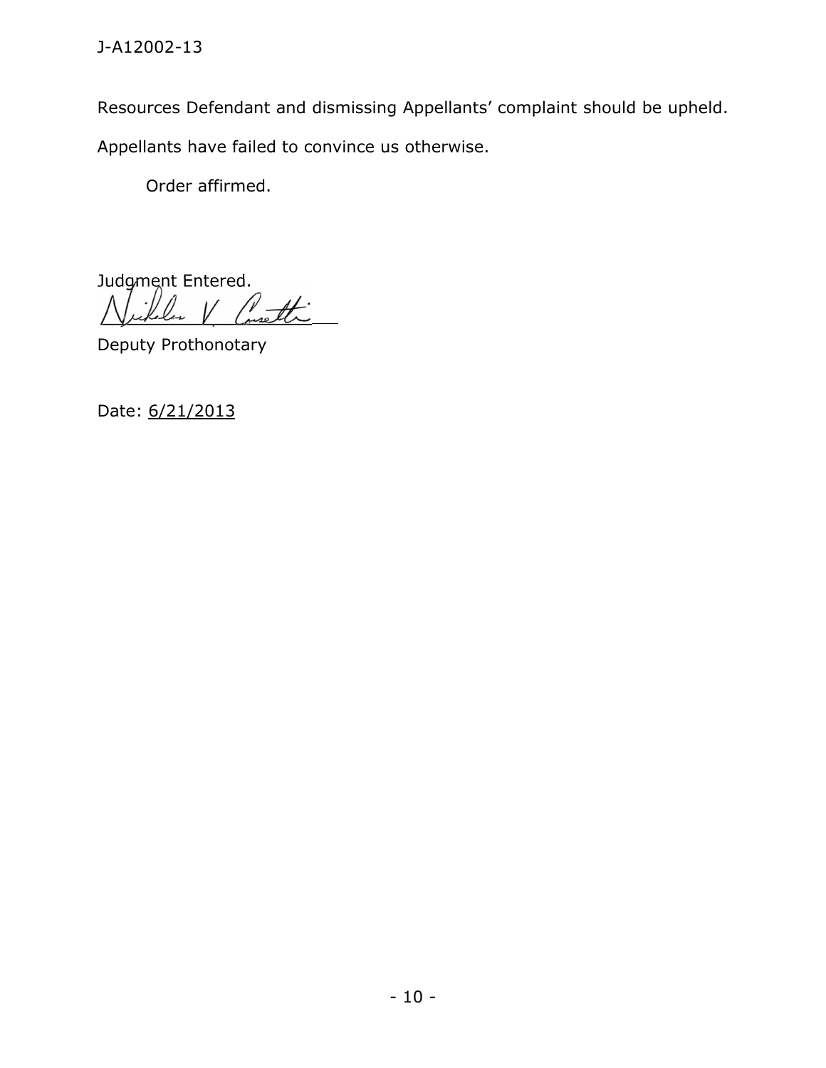Resources Defendant and dismissing Appellants' complaint should be upheld. Appellants have failed to convince us otherwise.

Order affirmed.

Judgment Entered.

Deputy Prothonotary

Date: 6/21/2013